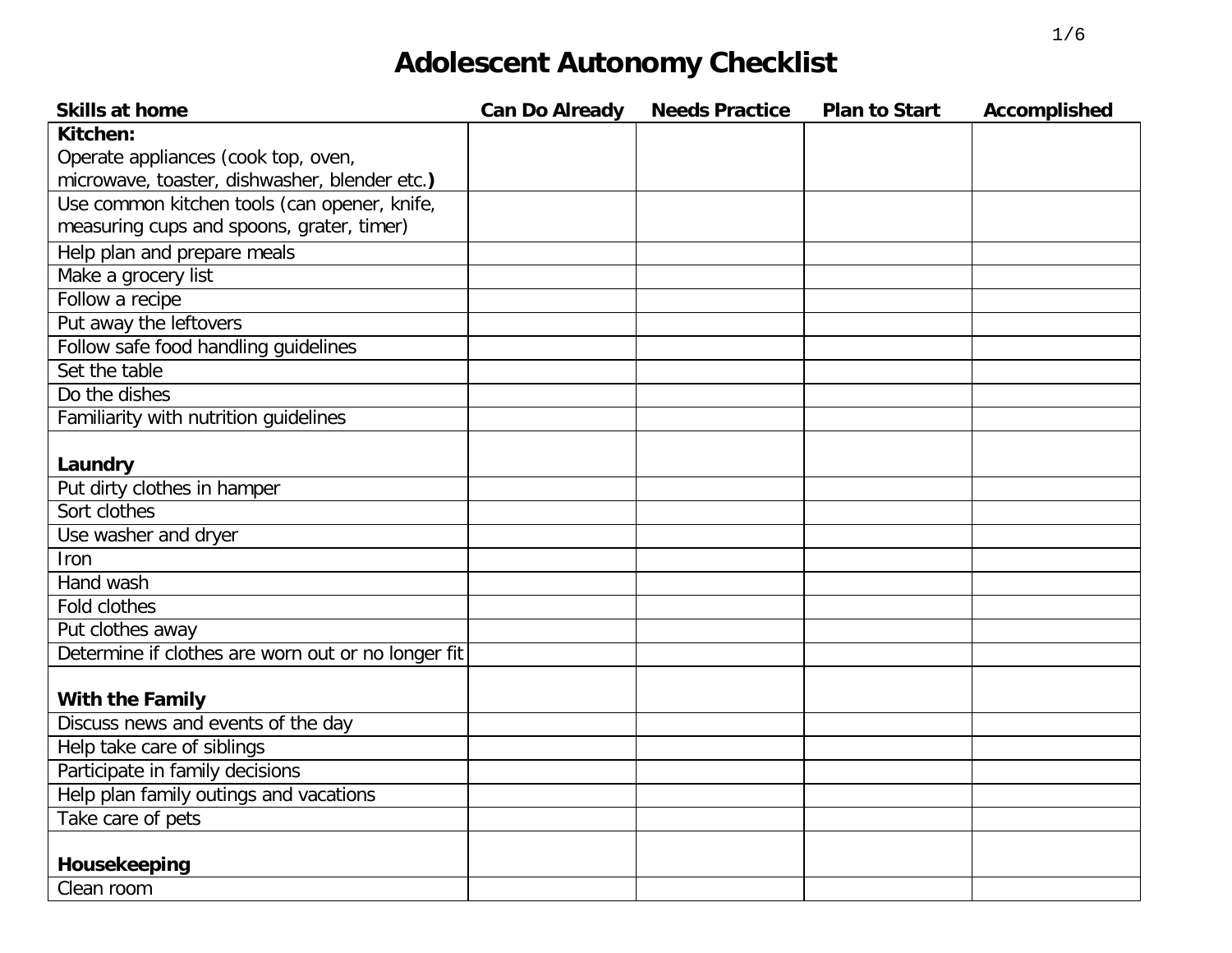# Adolescent Autonomy Checklist

| Skills at home | Can Do Already | Needs Practice | Plan to Start | Accomplished |
|---|---|---|---|---|
| **Kitchen:** Operate appliances (cook top, oven, microwave, toaster, dishwasher, blender etc.**)** | | | | |
| Use common kitchen tools (can opener, knife, measuring cups and spoons, grater, timer) | | | | |
| Help plan and prepare meals | | | | |
| Make a grocery list | | | | |
| Follow a recipe | | | | |
| Put away the leftovers | | | | |
| Follow safe food handling guidelines | | | | |
| Set the table | | | | |
| Do the dishes | | | | |
| Familiarity with nutrition guidelines | | | | |
| **Laundry** | | | | |
| Put dirty clothes in hamper | | | | |
| Sort clothes | | | | |
| Use washer and dryer | | | | |
| Iron | | | | |
| Hand wash | | | | |
| Fold clothes | | | | |
| Put clothes away | | | | |
| Determine if clothes are worn out or no longer fit | | | | |
| **With the Family** | | | | |
| Discuss news and events of the day | | | | |
| Help take care of siblings | | | | |
| Participate in family decisions | | | | |
| Help plan family outings and vacations | | | | |
| Take care of pets | | | | |
| **Housekeeping** | | | | |
| Clean room | | | | |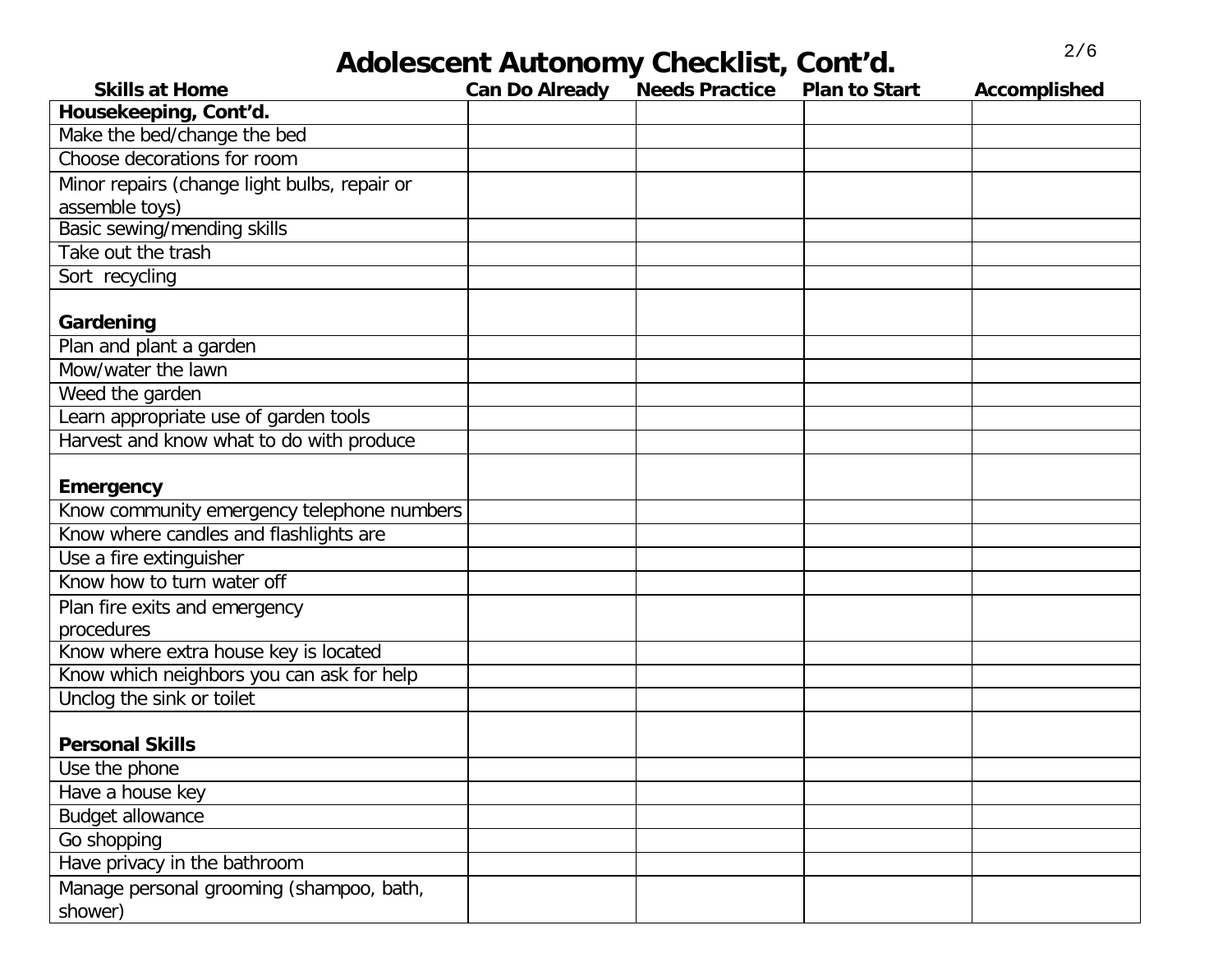# Adolescent Autonomy Checklist, Cont'd.

| Skills at Home | Can Do Already | Needs Practice | Plan to Start | Accomplished |
|---|---|---|---|---|
| **Housekeeping, Cont'd.** | | | | |
| Make the bed/change the bed | | | | |
| Choose decorations for room | | | | |
| Minor repairs (change light bulbs, repair or assemble toys) | | | | |
| Basic sewing/mending skills | | | | |
| Take out the trash | | | | |
| Sort recycling | | | | |
| **Gardening** | | | | |
| Plan and plant a garden | | | | |
| Mow/water the lawn | | | | |
| Weed the garden | | | | |
| Learn appropriate use of garden tools | | | | |
| Harvest and know what to do with produce | | | | |
| **Emergency** | | | | |
| Know community emergency telephone numbers | | | | |
| Know where candles and flashlights are | | | | |
| Use a fire extinguisher | | | | |
| Know how to turn water off | | | | |
| Plan fire exits and emergency procedures | | | | |
| Know where extra house key is located | | | | |
| Know which neighbors you can ask for help | | | | |
| Unclog the sink or toilet | | | | |
| **Personal Skills** | | | | |
| Use the phone | | | | |
| Have a house key | | | | |
| Budget allowance | | | | |
| Go shopping | | | | |
| Have privacy in the bathroom | | | | |
| Manage personal grooming (shampoo, bath, shower) | | | | |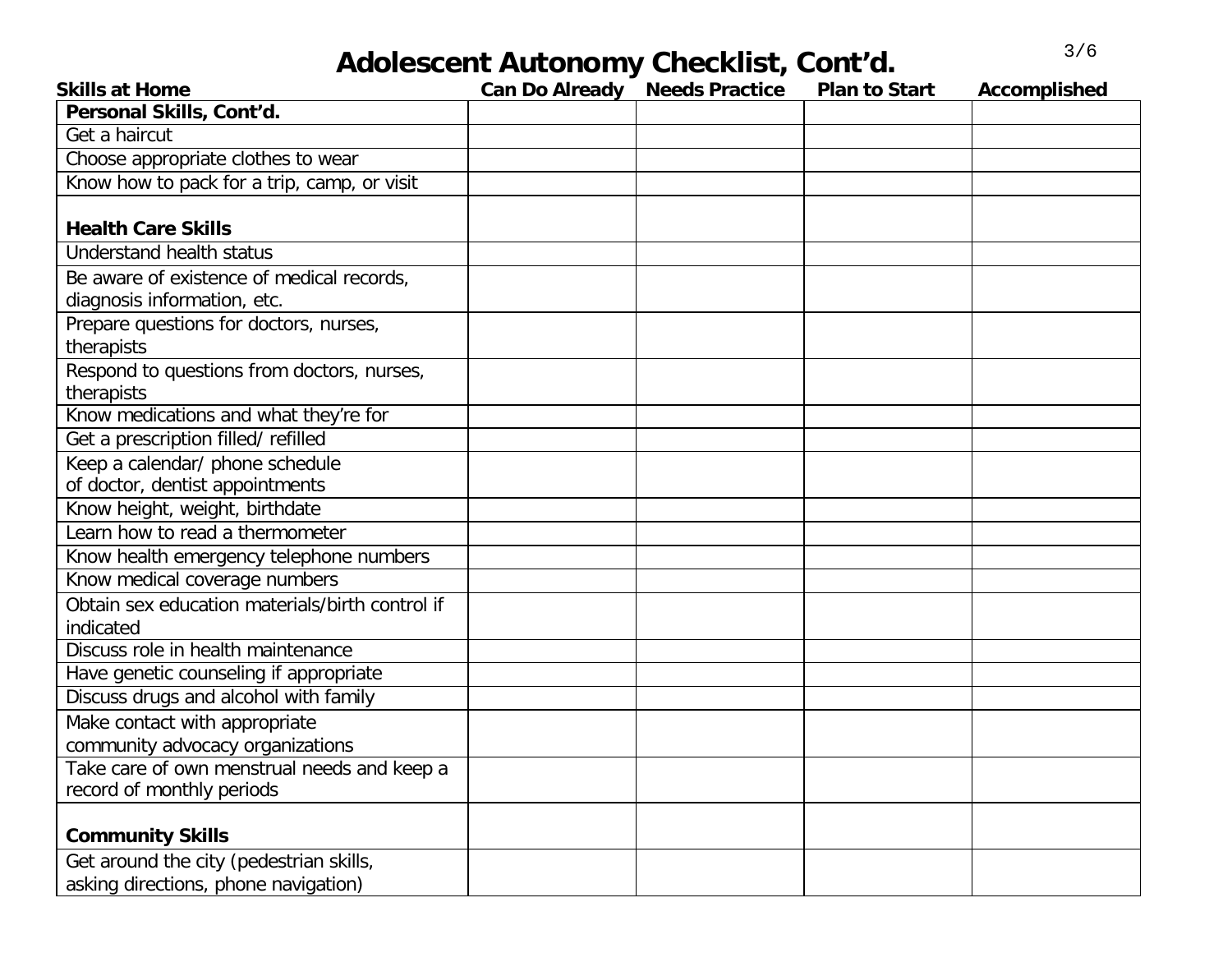# Adolescent Autonomy Checklist, Cont'd.

| Skills at Home | Can Do Already | Needs Practice | Plan to Start | Accomplished |
|---|---|---|---|---|
| **Personal Skills, Cont'd.** | | | | |
| Get a haircut | | | | |
| Choose appropriate clothes to wear | | | | |
| Know how to pack for a trip, camp, or visit | | | | |
| **Health Care Skills** | | | | |
| Understand health status | | | | |
| Be aware of existence of medical records, diagnosis information, etc. | | | | |
| Prepare questions for doctors, nurses, therapists | | | | |
| Respond to questions from doctors, nurses, therapists | | | | |
| Know medications and what they're for | | | | |
| Get a prescription filled/ refilled | | | | |
| Keep a calendar/ phone schedule of doctor, dentist appointments | | | | |
| Know height, weight, birthdate | | | | |
| Learn how to read a thermometer | | | | |
| Know health emergency telephone numbers | | | | |
| Know medical coverage numbers | | | | |
| Obtain sex education materials/birth control if indicated | | | | |
| Discuss role in health maintenance | | | | |
| Have genetic counseling if appropriate | | | | |
| Discuss drugs and alcohol with family | | | | |
| Make contact with appropriate community advocacy organizations | | | | |
| Take care of own menstrual needs and keep a record of monthly periods | | | | |
| **Community Skills** | | | | |
| Get around the city (pedestrian skills, asking directions, phone navigation) | | | | |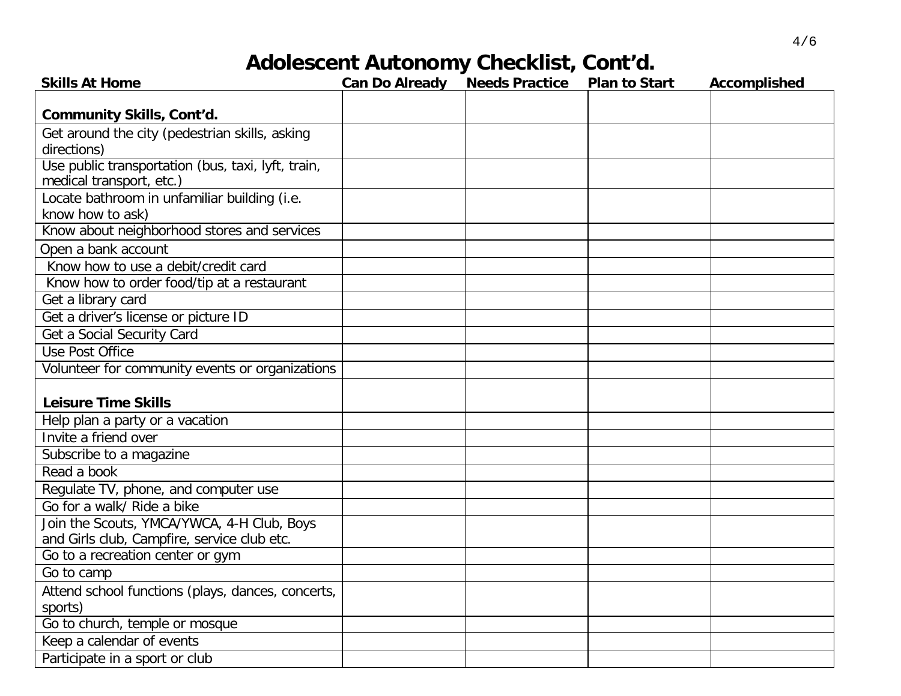# Adolescent Autonomy Checklist, Cont'd.

| Skills At Home | Can Do Already | Needs Practice | Plan to Start | Accomplished |
|---|---|---|---|---|
| **Community Skills, Cont'd.** | | | | |
| Get around the city (pedestrian skills, asking directions) | | | | |
| Use public transportation (bus, taxi, lyft, train, medical transport, etc.) | | | | |
| Locate bathroom in unfamiliar building (i.e. know how to ask) | | | | |
| Know about neighborhood stores and services | | | | |
| Open a bank account | | | | |
| Know how to use a debit/credit card | | | | |
| Know how to order food/tip at a restaurant | | | | |
| Get a library card | | | | |
| Get a driver's license or picture ID | | | | |
| Get a Social Security Card | | | | |
| Use Post Office | | | | |
| Volunteer for community events or organizations | | | | |
| **Leisure Time Skills** | | | | |
| Help plan a party or a vacation | | | | |
| Invite a friend over | | | | |
| Subscribe to a magazine | | | | |
| Read a book | | | | |
| Regulate TV, phone, and computer use | | | | |
| Go for a walk/ Ride a bike | | | | |
| Join the Scouts, YMCA/YWCA, 4-H Club, Boys and Girls club, Campfire, service club etc. | | | | |
| Go to a recreation center or gym | | | | |
| Go to camp | | | | |
| Attend school functions (plays, dances, concerts, sports) | | | | |
| Go to church, temple or mosque | | | | |
| Keep a calendar of events | | | | |
| Participate in a sport or club | | | | |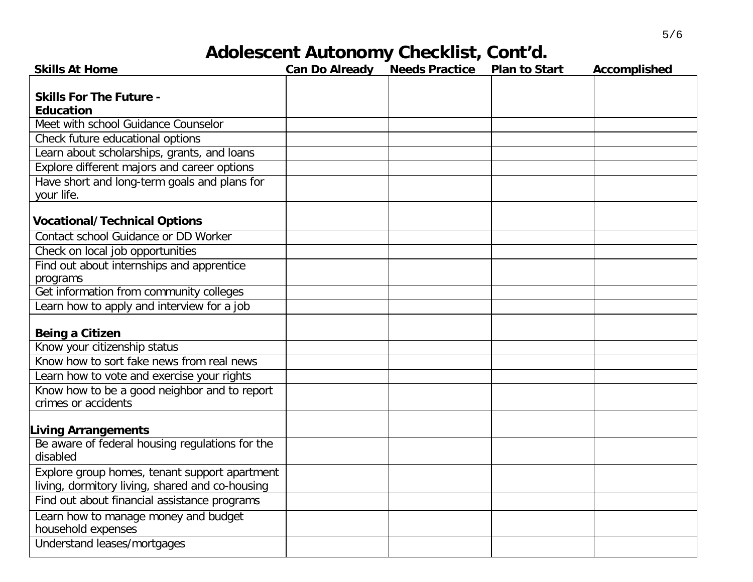# Adolescent Autonomy Checklist, Cont'd.

| Skills At Home | Can Do Already | Needs Practice | Plan to Start | Accomplished |
|---|---|---|---|---|
| **Skills For The Future - Education** | | | | |
| Meet with school Guidance Counselor | | | | |
| Check future educational options | | | | |
| Learn about scholarships, grants, and loans | | | | |
| Explore different majors and career options | | | | |
| Have short and long-term goals and plans for your life. | | | | |
| **Vocational/Technical Options** | | | | |
| Contact school Guidance or DD Worker | | | | |
| Check on local job opportunities | | | | |
| Find out about internships and apprentice programs | | | | |
| Get information from community colleges | | | | |
| Learn how to apply and interview for a job | | | | |
| **Being a Citizen** | | | | |
| Know your citizenship status | | | | |
| Know how to sort fake news from real news | | | | |
| Learn how to vote and exercise your rights | | | | |
| Know how to be a good neighbor and to report crimes or accidents | | | | |
| **Living Arrangements** | | | | |
| Be aware of federal housing regulations for the disabled | | | | |
| Explore group homes, tenant support apartment living, dormitory living, shared and co-housing | | | | |
| Find out about financial assistance programs | | | | |
| Learn how to manage money and budget household expenses | | | | |
| Understand leases/mortgages | | | | |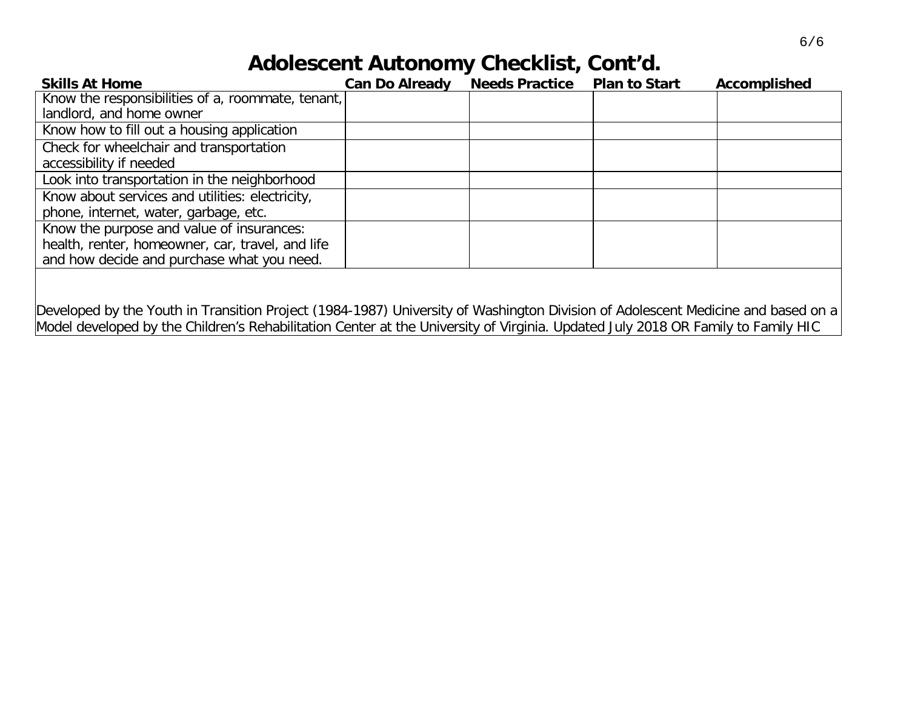# Adolescent Autonomy Checklist, Cont'd.

| Skills At Home | Can Do Already | Needs Practice | Plan to Start | Accomplished |
|---|---|---|---|---|
| Know the responsibilities of a, roommate, tenant, landlord, and home owner | | | | |
| Know how to fill out a housing application | | | | |
| Check for wheelchair and transportation accessibility if needed | | | | |
| Look into transportation in the neighborhood | | | | |
| Know about services and utilities: electricity, phone, internet, water, garbage, etc. | | | | |
| Know the purpose and value of insurances: health, renter, homeowner, car, travel, and life and how decide and purchase what you need. | | | | |

Developed by the Youth in Transition Project (1984-1987) University of Washington Division of Adolescent Medicine and based on a Model developed by the Children's Rehabilitation Center at the University of Virginia. Updated July 2018 OR Family to Family HIC